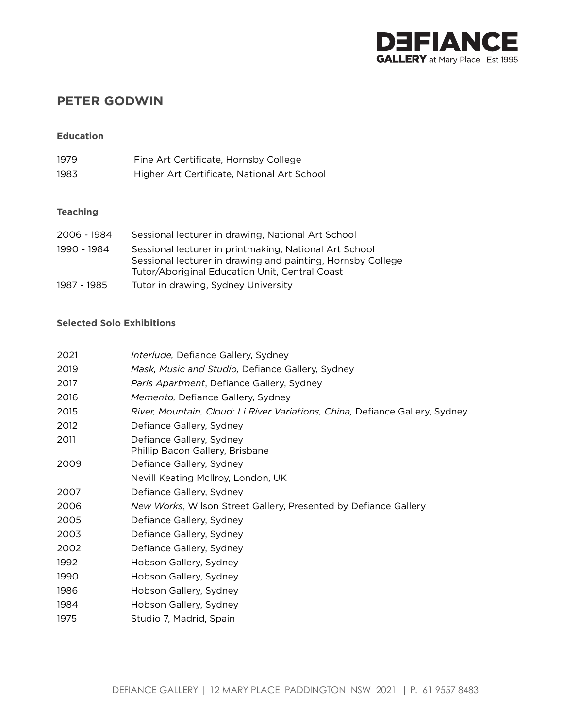DEFIANCE GALLERY at Mary Place | Est 1995

# PETER GODWIN

### Education

| | |
|---|---|
| 1979 | Fine Art Certificate, Hornsby College |
| 1983 | Higher Art Certificate, National Art School |

### Teaching

| | |
|---|---|
| 2006 - 1984 | Sessional lecturer in drawing, National Art School |
| 1990 - 1984 | Sessional lecturer in printmaking, National Art School<br>Sessional lecturer in drawing and painting, Hornsby College<br>Tutor/Aboriginal Education Unit, Central Coast |
| 1987 - 1985 | Tutor in drawing, Sydney University |

### Selected Solo Exhibitions

| | |
|---|---|
| 2021 | *Interlude,* Defiance Gallery, Sydney |
| 2019 | *Mask, Music and Studio,* Defiance Gallery, Sydney |
| 2017 | *Paris Apartment*, Defiance Gallery, Sydney |
| 2016 | *Memento,* Defiance Gallery, Sydney |
| 2015 | *River, Mountain, Cloud: Li River Variations, China,* Defiance Gallery, Sydney |
| 2012 | Defiance Gallery, Sydney |
| 2011 | Defiance Gallery, Sydney<br>Phillip Bacon Gallery, Brisbane |
| 2009 | Defiance Gallery, Sydney<br>Nevill Keating McIlroy, London, UK |
| 2007 | Defiance Gallery, Sydney |
| 2006 | *New Works*, Wilson Street Gallery, Presented by Defiance Gallery |
| 2005 | Defiance Gallery, Sydney |
| 2003 | Defiance Gallery, Sydney |
| 2002 | Defiance Gallery, Sydney |
| 1992 | Hobson Gallery, Sydney |
| 1990 | Hobson Gallery, Sydney |
| 1986 | Hobson Gallery, Sydney |
| 1984 | Hobson Gallery, Sydney |
| 1975 | Studio 7, Madrid, Spain |

DEFIANCE GALLERY | 12 MARY PLACE PADDINGTON NSW 2021 | P. 61 9557 8483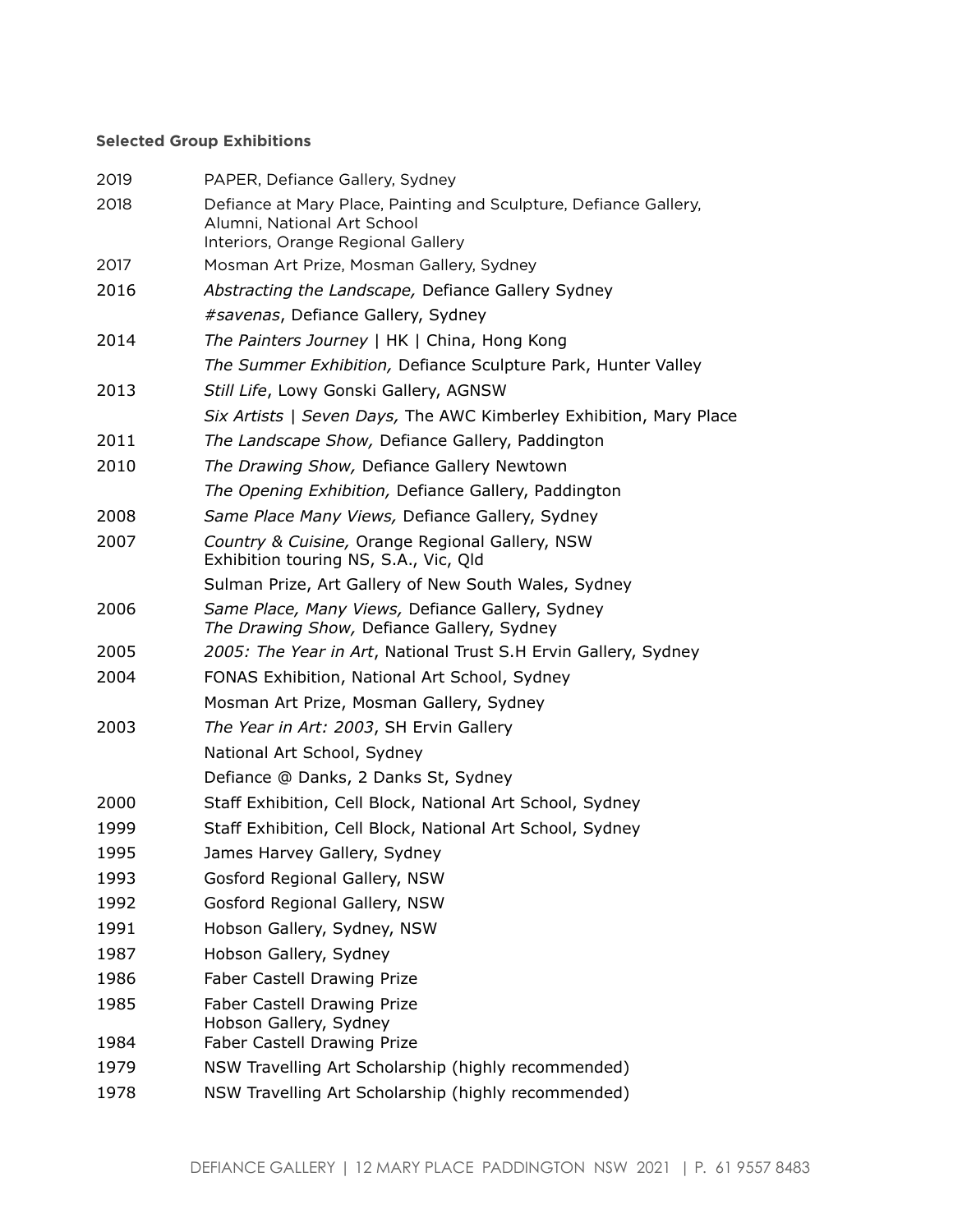**Selected Group Exhibitions**

| | |
|---|---|
| 2019 | PAPER, Defiance Gallery, Sydney |
| 2018 | Defiance at Mary Place, Painting and Sculpture, Defiance Gallery, Alumni, National Art School<br>Interiors, Orange Regional Gallery |
| 2017 | Mosman Art Prize, Mosman Gallery, Sydney |
| 2016 | *Abstracting the Landscape,* Defiance Gallery Sydney |
| | *#savenas*, Defiance Gallery, Sydney |
| 2014 | *The Painters Journey* \| HK \| China, Hong Kong |
| | *The Summer Exhibition,* Defiance Sculpture Park, Hunter Valley |
| 2013 | *Still Life*, Lowy Gonski Gallery, AGNSW |
| | *Six Artists \| Seven Days,* The AWC Kimberley Exhibition, Mary Place |
| 2011 | *The Landscape Show,* Defiance Gallery, Paddington |
| 2010 | *The Drawing Show,* Defiance Gallery Newtown |
| | *The Opening Exhibition,* Defiance Gallery, Paddington |
| 2008 | *Same Place Many Views,* Defiance Gallery, Sydney |
| 2007 | *Country & Cuisine,* Orange Regional Gallery, NSW<br>Exhibition touring NS, S.A., Vic, Qld |
| | Sulman Prize, Art Gallery of New South Wales, Sydney |
| 2006 | *Same Place, Many Views,* Defiance Gallery, Sydney<br>*The Drawing Show,* Defiance Gallery, Sydney |
| 2005 | *2005: The Year in Art*, National Trust S.H Ervin Gallery, Sydney |
| 2004 | FONAS Exhibition, National Art School, Sydney |
| | Mosman Art Prize, Mosman Gallery, Sydney |
| 2003 | *The Year in Art: 2003*, SH Ervin Gallery |
| | National Art School, Sydney |
| | Defiance @ Danks, 2 Danks St, Sydney |
| 2000 | Staff Exhibition, Cell Block, National Art School, Sydney |
| 1999 | Staff Exhibition, Cell Block, National Art School, Sydney |
| 1995 | James Harvey Gallery, Sydney |
| 1993 | Gosford Regional Gallery, NSW |
| 1992 | Gosford Regional Gallery, NSW |
| 1991 | Hobson Gallery, Sydney, NSW |
| 1987 | Hobson Gallery, Sydney |
| 1986 | Faber Castell Drawing Prize |
| 1985 | Faber Castell Drawing Prize<br>Hobson Gallery, Sydney |
| 1984 | Faber Castell Drawing Prize |
| 1979 | NSW Travelling Art Scholarship (highly recommended) |
| 1978 | NSW Travelling Art Scholarship (highly recommended) |

DEFIANCE GALLERY | 12 MARY PLACE PADDINGTON NSW 2021 | P. 61 9557 8483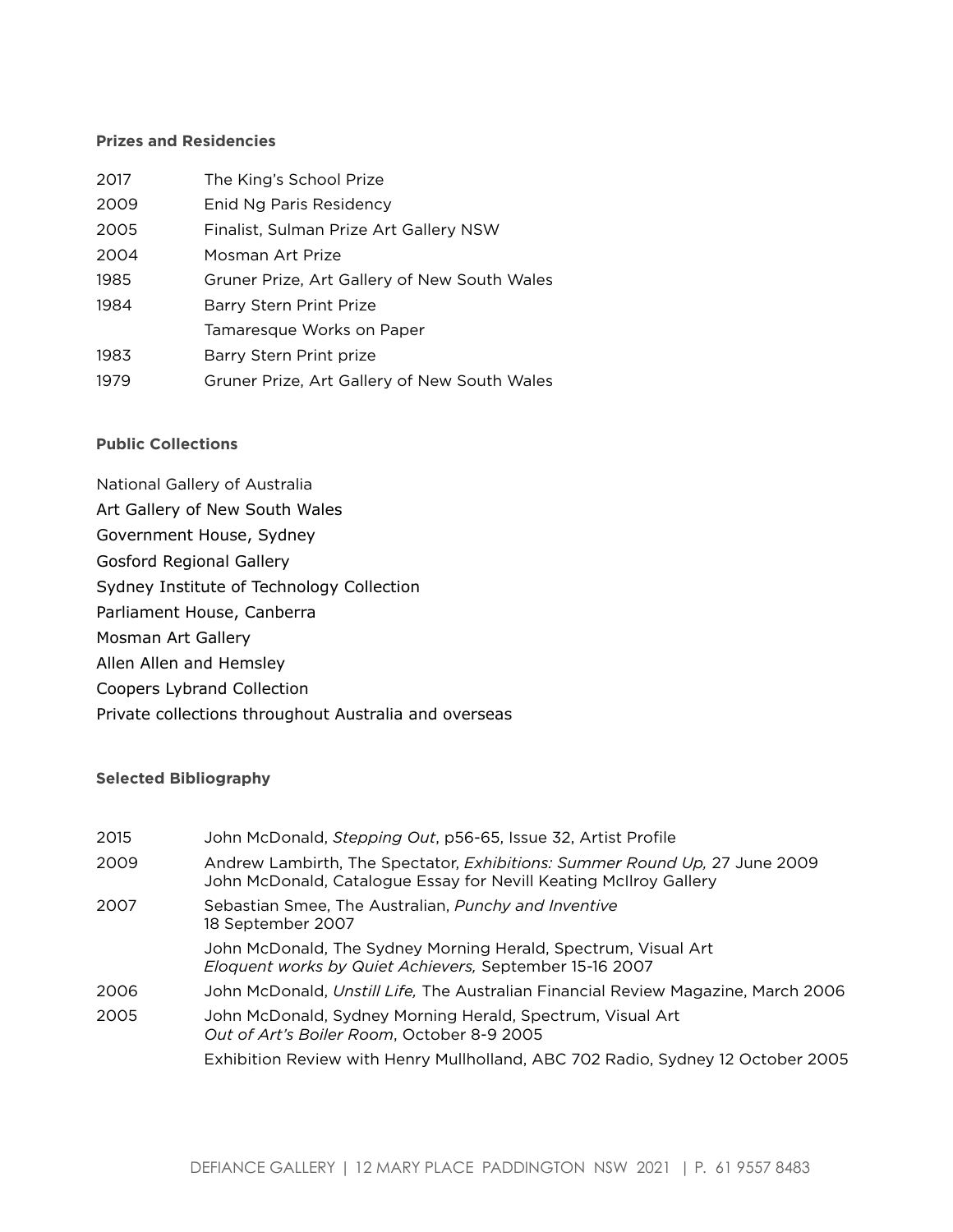**Prizes and Residencies**

| | |
|---|---|
| 2017 | The King's School Prize |
| 2009 | Enid Ng Paris Residency |
| 2005 | Finalist, Sulman Prize Art Gallery NSW |
| 2004 | Mosman Art Prize |
| 1985 | Gruner Prize, Art Gallery of New South Wales |
| 1984 | Barry Stern Print Prize |
| | Tamaresque Works on Paper |
| 1983 | Barry Stern Print prize |
| 1979 | Gruner Prize, Art Gallery of New South Wales |

**Public Collections**

National Gallery of Australia
Art Gallery of New South Wales
Government House, Sydney
Gosford Regional Gallery
Sydney Institute of Technology Collection
Parliament House, Canberra
Mosman Art Gallery
Allen Allen and Hemsley
Coopers Lybrand Collection
Private collections throughout Australia and overseas

**Selected Bibliography**

| | |
|---|---|
| 2015 | John McDonald, *Stepping Out*, p56-65, Issue 32, Artist Profile |
| 2009 | Andrew Lambirth, The Spectator, *Exhibitions: Summer Round Up,* 27 June 2009<br>John McDonald, Catalogue Essay for Nevill Keating McIlroy Gallery |
| 2007 | Sebastian Smee, The Australian, *Punchy and Inventive*<br>18 September 2007 |
| | John McDonald, The Sydney Morning Herald, Spectrum, Visual Art<br>*Eloquent works by Quiet Achievers,* September 15-16 2007 |
| 2006 | John McDonald, *Unstill Life,* The Australian Financial Review Magazine, March 2006 |
| 2005 | John McDonald, Sydney Morning Herald, Spectrum, Visual Art<br>*Out of Art's Boiler Room*, October 8-9 2005 |
| | Exhibition Review with Henry Mullholland, ABC 702 Radio, Sydney 12 October 2005 |